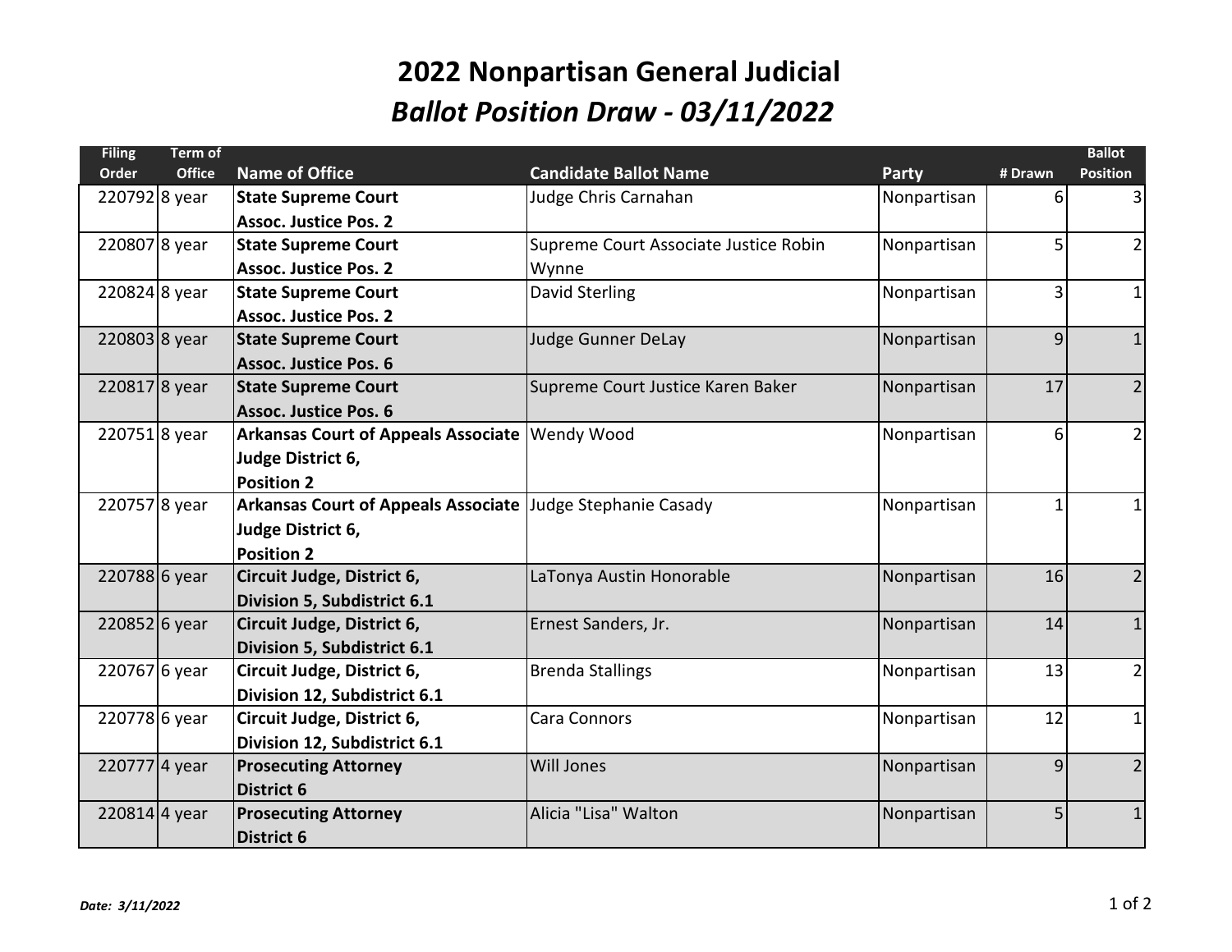# 2022 Nonpartisan General Judicial

## *Ballot Position Draw - 03/11/2022*

| Filing Order | Term of Office | Name of Office | Candidate Ballot Name | Party | # Drawn | Ballot Position |
|---|---|---|---|---|---|---|
| 220792 | 8 year | **State Supreme Court Assoc. Justice Pos. 2** | Judge Chris Carnahan | Nonpartisan | 6 | 3 |
| 220807 | 8 year | **State Supreme Court Assoc. Justice Pos. 2** | Supreme Court Associate Justice Robin Wynne | Nonpartisan | 5 | 2 |
| 220824 | 8 year | **State Supreme Court Assoc. Justice Pos. 2** | David Sterling | Nonpartisan | 3 | 1 |
| 220803 | 8 year | **State Supreme Court Assoc. Justice Pos. 6** | Judge Gunner DeLay | Nonpartisan | 9 | 1 |
| 220817 | 8 year | **State Supreme Court Assoc. Justice Pos. 6** | Supreme Court Justice Karen Baker | Nonpartisan | 17 | 2 |
| 220751 | 8 year | **Arkansas Court of Appeals Associate Judge District 6, Position 2** | Wendy Wood | Nonpartisan | 6 | 2 |
| 220757 | 8 year | **Arkansas Court of Appeals Associate Judge District 6, Position 2** | Judge Stephanie Casady | Nonpartisan | 1 | 1 |
| 220788 | 6 year | **Circuit Judge, District 6, Division 5, Subdistrict 6.1** | LaTonya Austin Honorable | Nonpartisan | 16 | 2 |
| 220852 | 6 year | **Circuit Judge, District 6, Division 5, Subdistrict 6.1** | Ernest Sanders, Jr. | Nonpartisan | 14 | 1 |
| 220767 | 6 year | **Circuit Judge, District 6, Division 12, Subdistrict 6.1** | Brenda Stallings | Nonpartisan | 13 | 2 |
| 220778 | 6 year | **Circuit Judge, District 6, Division 12, Subdistrict 6.1** | Cara Connors | Nonpartisan | 12 | 1 |
| 220777 | 4 year | **Prosecuting Attorney District 6** | Will Jones | Nonpartisan | 9 | 2 |
| 220814 | 4 year | **Prosecuting Attorney District 6** | Alicia "Lisa" Walton | Nonpartisan | 5 | 1 |

***Date: 3/11/2022***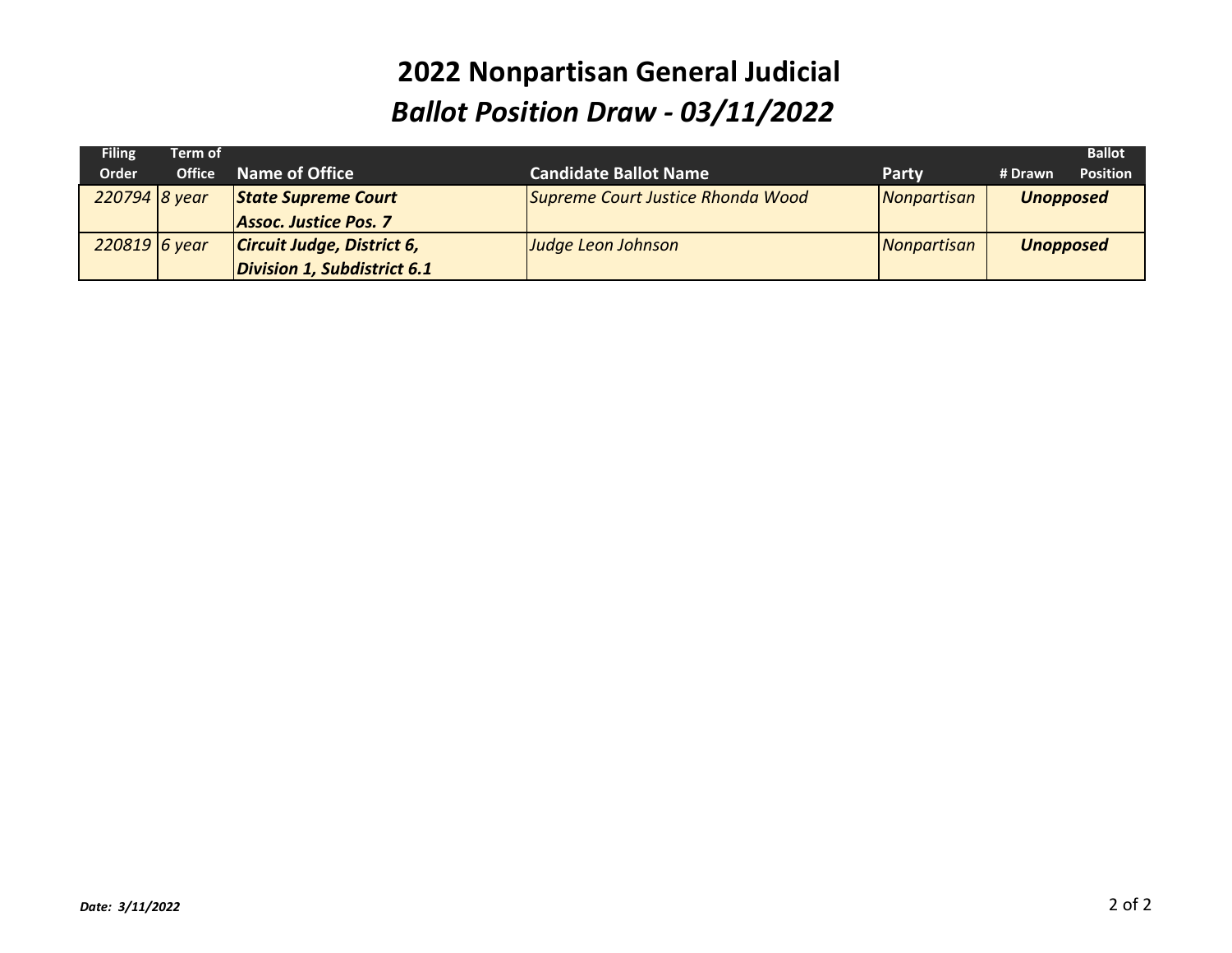# 2022 Nonpartisan General Judicial

## *Ballot Position Draw - 03/11/2022*

| Filing Order | Term of Office | Name of Office | Candidate Ballot Name | Party | # Drawn | Ballot Position |
|---|---|---|---|---|---|---|
| *220794* | *8 year* | ***State Supreme Court Assoc. Justice Pos. 7*** | *Supreme Court Justice Rhonda Wood* | *Nonpartisan* | ***Unopposed*** | |
| *220819* | *6 year* | ***Circuit Judge, District 6, Division 1, Subdistrict 6.1*** | *Judge Leon Johnson* | *Nonpartisan* | ***Unopposed*** | |

***Date: 3/11/2022***